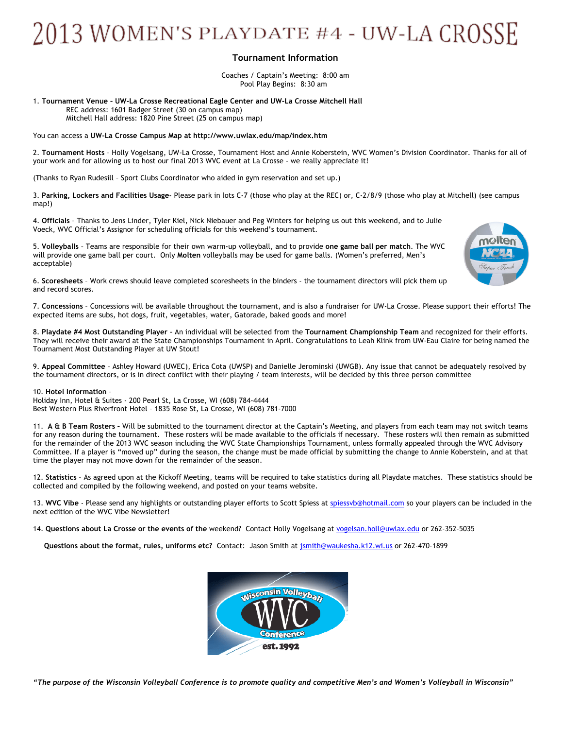# 2013 WOMEN'S PLAYDATE #4 - UW-LA CROSSE

## Tournament Information

Coaches / Captain's Meeting: 8:00 am
Pool Play Begins: 8:30 am

1. **Tournament Venue – UW-La Crosse Recreational Eagle Center and UW-La Crosse Mitchell Hall**
   REC address: 1601 Badger Street (30 on campus map)
   Mitchell Hall address: 1820 Pine Street (25 on campus map)

You can access a **UW-La Crosse Campus Map at http://www.uwlax.edu/map/index.htm**

2. **Tournament Hosts** – Holly Vogelsang, UW-La Crosse, Tournament Host and Annie Koberstein, WVC Women's Division Coordinator. Thanks for all of your work and for allowing us to host our final 2013 WVC event at La Crosse - we really appreciate it!

(Thanks to Ryan Rudesill – Sport Clubs Coordinator who aided in gym reservation and set up.)

3. **Parking, Lockers and Facilities Usage**- Please park in lots C-7 (those who play at the REC) or, C-2/8/9 (those who play at Mitchell) (see campus map!)

4. **Officials** – Thanks to Jens Linder, Tyler Kiel, Nick Niebauer and Peg Winters for helping us out this weekend, and to Julie Voeck, WVC Official's Assignor for scheduling officials for this weekend's tournament.

5. **Volleyballs** – Teams are responsible for their own warm-up volleyball, and to provide **one game ball per match**. The WVC will provide one game ball per court. Only **Molten** volleyballs may be used for game balls. (Women's preferred, Men's acceptable)

6. **Scoresheets** – Work crews should leave completed scoresheets in the binders - the tournament directors will pick them up and record scores.

7. **Concessions** – Concessions will be available throughout the tournament, and is also a fundraiser for UW-La Crosse. Please support their efforts! The expected items are subs, hot dogs, fruit, vegetables, water, Gatorade, baked goods and more!

8. **Playdate #4 Most Outstanding Player –** An individual will be selected from the **Tournament Championship Team** and recognized for their efforts. They will receive their award at the State Championships Tournament in April. Congratulations to Leah Klink from UW-Eau Claire for being named the Tournament Most Outstanding Player at UW Stout!

9. **Appeal Committee** – Ashley Howard (UWEC), Erica Cota (UWSP) and Danielle Jerominski (UWGB). Any issue that cannot be adequately resolved by the tournament directors, or is in direct conflict with their playing / team interests, will be decided by this three person committee

10. **Hotel Information** –
Holiday Inn, Hotel & Suites - 200 Pearl St, La Crosse, WI (608) 784-4444
Best Western Plus Riverfront Hotel – 1835 Rose St, La Crosse, WI (608) 781-7000

11. **A & B Team Rosters –** Will be submitted to the tournament director at the Captain's Meeting, and players from each team may not switch teams for any reason during the tournament. These rosters will be made available to the officials if necessary. These rosters will then remain as submitted for the remainder of the 2013 WVC season including the WVC State Championships Tournament, unless formally appealed through the WVC Advisory Committee. If a player is "moved up" during the season, the change must be made official by submitting the change to Annie Koberstein, and at that time the player may not move down for the remainder of the season.

12. **Statistics** – As agreed upon at the Kickoff Meeting, teams will be required to take statistics during all Playdate matches. These statistics should be collected and compiled by the following weekend, and posted on your teams website.

13. **WVC Vibe** - Please send any highlights or outstanding player efforts to Scott Spiess at spiessvb@hotmail.com so your players can be included in the next edition of the WVC Vibe Newsletter!

14. **Questions about La Crosse or the events of the** weekend? Contact Holly Vogelsang at vogelsan.holl@uwlax.edu or 262-352-5035

**Questions about the format, rules, uniforms etc?** Contact: Jason Smith at jsmith@waukesha.k12.wi.us or 262-470-1899

*"The purpose of the Wisconsin Volleyball Conference is to promote quality and competitive Men's and Women's Volleyball in Wisconsin"*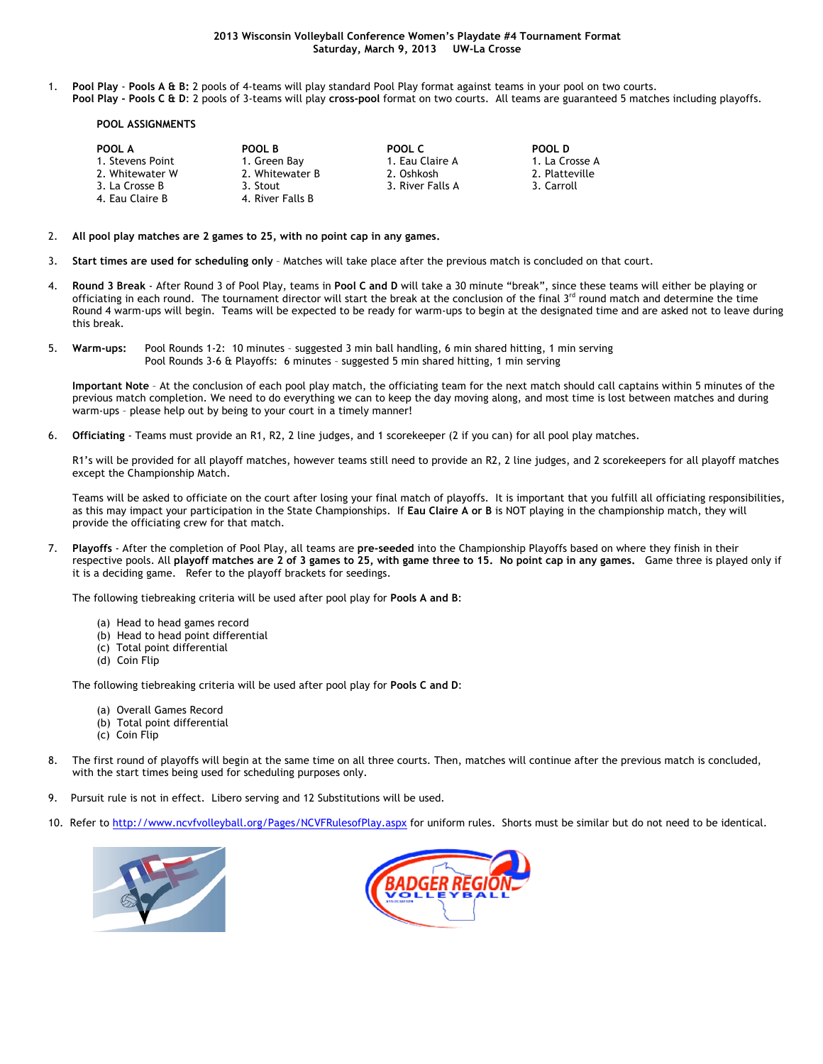**2013 Wisconsin Volleyball Conference Women's Playdate #4 Tournament Format**
**Saturday, March 9, 2013 UW-La Crosse**

1. **Pool Play - Pools A & B:** 2 pools of 4-teams will play standard Pool Play format against teams in your pool on two courts.
   **Pool Play - Pools C & D**: 2 pools of 3-teams will play **cross-pool** format on two courts. All teams are guaranteed 5 matches including playoffs.

   **POOL ASSIGNMENTS**

   | POOL A | POOL B | POOL C | POOL D |
   |---|---|---|---|
   | 1. Stevens Point | 1. Green Bay | 1. Eau Claire A | 1. La Crosse A |
   | 2. Whitewater W | 2. Whitewater B | 2. Oshkosh | 2. Platteville |
   | 3. La Crosse B | 3. Stout | 3. River Falls A | 3. Carroll |
   | 4. Eau Claire B | 4. River Falls B | | |

2. **All pool play matches are 2 games to 25, with no point cap in any games.**

3. **Start times are used for scheduling only** – Matches will take place after the previous match is concluded on that court.

4. **Round 3 Break** - After Round 3 of Pool Play, teams in **Pool C and D** will take a 30 minute "break", since these teams will either be playing or officiating in each round. The tournament director will start the break at the conclusion of the final 3rd round match and determine the time Round 4 warm-ups will begin. Teams will be expected to be ready for warm-ups to begin at the designated time and are asked not to leave during this break.

5. **Warm-ups:** Pool Rounds 1-2: 10 minutes – suggested 3 min ball handling, 6 min shared hitting, 1 min serving
   Pool Rounds 3-6 & Playoffs: 6 minutes – suggested 5 min shared hitting, 1 min serving

   **Important Note** – At the conclusion of each pool play match, the officiating team for the next match should call captains within 5 minutes of the previous match completion. We need to do everything we can to keep the day moving along, and most time is lost between matches and during warm-ups – please help out by being to your court in a timely manner!

6. **Officiating** - Teams must provide an R1, R2, 2 line judges, and 1 scorekeeper (2 if you can) for all pool play matches.

   R1's will be provided for all playoff matches, however teams still need to provide an R2, 2 line judges, and 2 scorekeepers for all playoff matches except the Championship Match.

   Teams will be asked to officiate on the court after losing your final match of playoffs. It is important that you fulfill all officiating responsibilities, as this may impact your participation in the State Championships. If **Eau Claire A or B** is NOT playing in the championship match, they will provide the officiating crew for that match.

7. **Playoffs** - After the completion of Pool Play, all teams are **pre-seeded** into the Championship Playoffs based on where they finish in their respective pools. All **playoff matches are 2 of 3 games to 25, with game three to 15. No point cap in any games.** Game three is played only if it is a deciding game. Refer to the playoff brackets for seedings.

   The following tiebreaking criteria will be used after pool play for **Pools A and B**:

   (a) Head to head games record
   (b) Head to head point differential
   (c) Total point differential
   (d) Coin Flip

   The following tiebreaking criteria will be used after pool play for **Pools C and D**:

   (a) Overall Games Record
   (b) Total point differential
   (c) Coin Flip

8. The first round of playoffs will begin at the same time on all three courts. Then, matches will continue after the previous match is concluded, with the start times being used for scheduling purposes only.

9. Pursuit rule is not in effect. Libero serving and 12 Substitutions will be used.

10. Refer to http://www.ncvfvolleyball.org/Pages/NCVFRulesofPlay.aspx for uniform rules. Shorts must be similar but do not need to be identical.